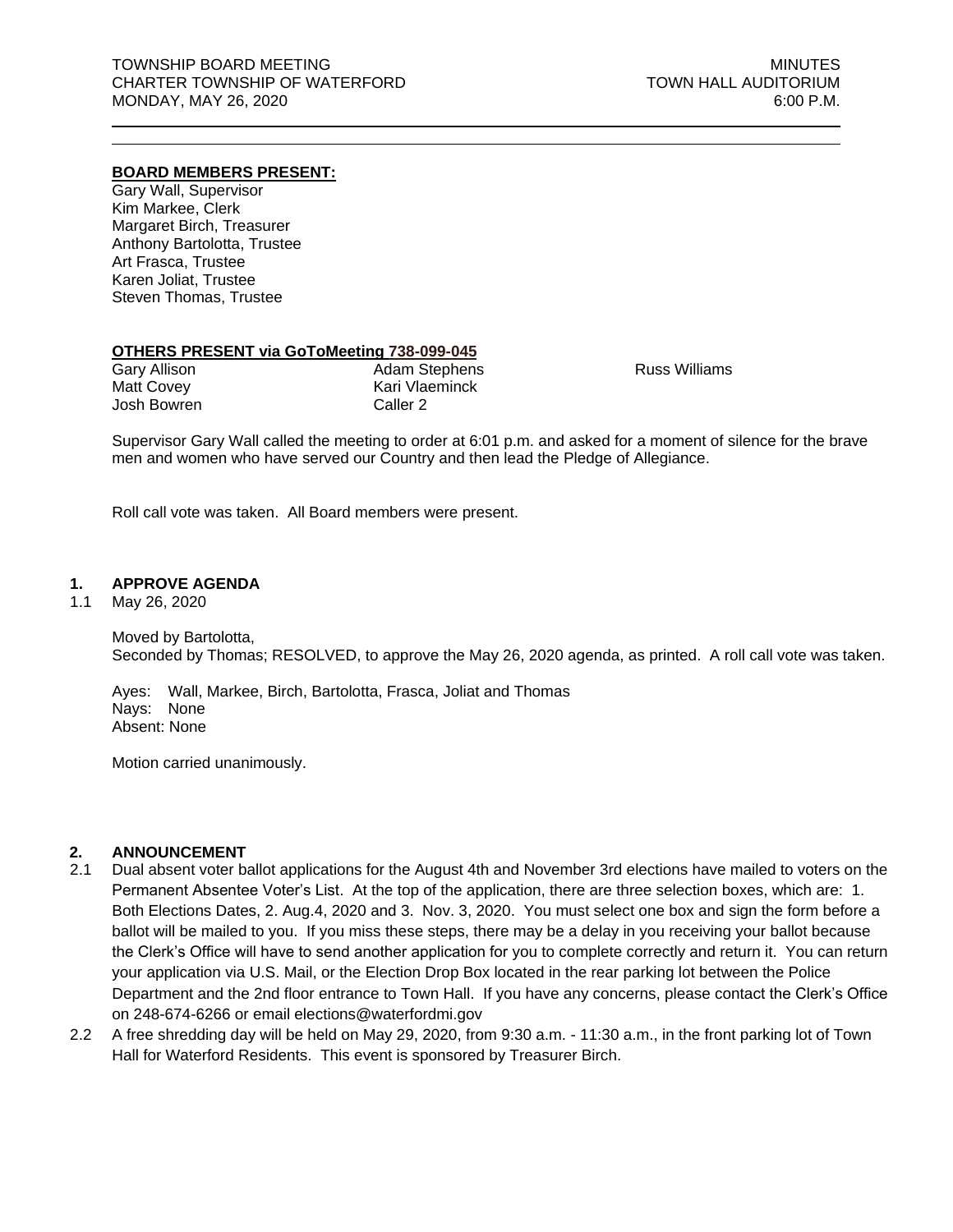TOWNSHIP BOARD MEETING
CHARTER TOWNSHIP OF WATERFORD
MONDAY, MAY 26, 2020

MINUTES
TOWN HALL AUDITORIUM
6:00 P.M.

---

**BOARD MEMBERS PRESENT:**

Gary Wall, Supervisor
Kim Markee, Clerk
Margaret Birch, Treasurer
Anthony Bartolotta, Trustee
Art Frasca, Trustee
Karen Joliat, Trustee
Steven Thomas, Trustee

**OTHERS PRESENT via GoToMeeting 738-099-045**

| | | |
|---|---|---|
| Gary Allison | Adam Stephens | Russ Williams |
| Matt Covey | Kari Vlaeminck | |
| Josh Bowren | Caller 2 | |

Supervisor Gary Wall called the meeting to order at 6:01 p.m. and asked for a moment of silence for the brave men and women who have served our Country and then lead the Pledge of Allegiance.

Roll call vote was taken. All Board members were present.

## 1. APPROVE AGENDA

1.1 May 26, 2020

Moved by Bartolotta,
Seconded by Thomas; RESOLVED, to approve the May 26, 2020 agenda, as printed. A roll call vote was taken.

Ayes: Wall, Markee, Birch, Bartolotta, Frasca, Joliat and Thomas
Nays: None
Absent: None

Motion carried unanimously.

## 2. ANNOUNCEMENT

2.1 Dual absent voter ballot applications for the August 4th and November 3rd elections have mailed to voters on the Permanent Absentee Voter's List. At the top of the application, there are three selection boxes, which are: 1. Both Elections Dates, 2. Aug.4, 2020 and 3. Nov. 3, 2020. You must select one box and sign the form before a ballot will be mailed to you. If you miss these steps, there may be a delay in you receiving your ballot because the Clerk's Office will have to send another application for you to complete correctly and return it. You can return your application via U.S. Mail, or the Election Drop Box located in the rear parking lot between the Police Department and the 2nd floor entrance to Town Hall. If you have any concerns, please contact the Clerk's Office on 248-674-6266 or email elections@waterfordmi.gov

2.2 A free shredding day will be held on May 29, 2020, from 9:30 a.m. - 11:30 a.m., in the front parking lot of Town Hall for Waterford Residents. This event is sponsored by Treasurer Birch.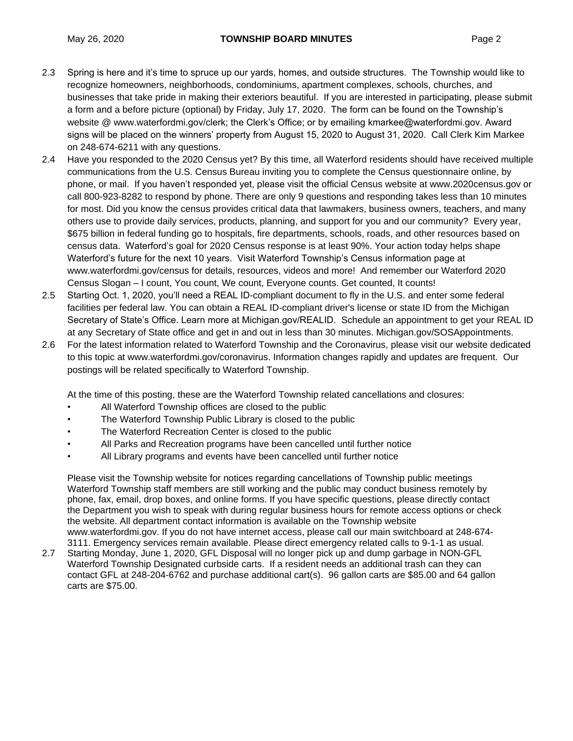2.3 Spring is here and it's time to spruce up our yards, homes, and outside structures. The Township would like to recognize homeowners, neighborhoods, condominiums, apartment complexes, schools, churches, and businesses that take pride in making their exteriors beautiful. If you are interested in participating, please submit a form and a before picture (optional) by Friday, July 17, 2020. The form can be found on the Township's website @ www.waterfordmi.gov/clerk; the Clerk's Office; or by emailing kmarkee@waterfordmi.gov. Award signs will be placed on the winners' property from August 15, 2020 to August 31, 2020. Call Clerk Kim Markee on 248-674-6211 with any questions.

2.4 Have you responded to the 2020 Census yet? By this time, all Waterford residents should have received multiple communications from the U.S. Census Bureau inviting you to complete the Census questionnaire online, by phone, or mail. If you haven't responded yet, please visit the official Census website at www.2020census.gov or call 800-923-8282 to respond by phone. There are only 9 questions and responding takes less than 10 minutes for most. Did you know the census provides critical data that lawmakers, business owners, teachers, and many others use to provide daily services, products, planning, and support for you and our community? Every year, $675 billion in federal funding go to hospitals, fire departments, schools, roads, and other resources based on census data. Waterford's goal for 2020 Census response is at least 90%. Your action today helps shape Waterford's future for the next 10 years. Visit Waterford Township's Census information page at www.waterfordmi.gov/census for details, resources, videos and more! And remember our Waterford 2020 Census Slogan – I count, You count, We count, Everyone counts. Get counted, It counts!

2.5 Starting Oct. 1, 2020, you'll need a REAL ID-compliant document to fly in the U.S. and enter some federal facilities per federal law. You can obtain a REAL ID-compliant driver's license or state ID from the Michigan Secretary of State's Office. Learn more at Michigan.gov/REALID. Schedule an appointment to get your REAL ID at any Secretary of State office and get in and out in less than 30 minutes. Michigan.gov/SOSAppointments.

2.6 For the latest information related to Waterford Township and the Coronavirus, please visit our website dedicated to this topic at www.waterfordmi.gov/coronavirus. Information changes rapidly and updates are frequent. Our postings will be related specifically to Waterford Township.

At the time of this posting, these are the Waterford Township related cancellations and closures:

- All Waterford Township offices are closed to the public
- The Waterford Township Public Library is closed to the public
- The Waterford Recreation Center is closed to the public
- All Parks and Recreation programs have been cancelled until further notice
- All Library programs and events have been cancelled until further notice

Please visit the Township website for notices regarding cancellations of Township public meetings Waterford Township staff members are still working and the public may conduct business remotely by phone, fax, email, drop boxes, and online forms. If you have specific questions, please directly contact the Department you wish to speak with during regular business hours for remote access options or check the website. All department contact information is available on the Township website www.waterfordmi.gov. If you do not have internet access, please call our main switchboard at 248-674-3111. Emergency services remain available. Please direct emergency related calls to 9-1-1 as usual.

2.7 Starting Monday, June 1, 2020, GFL Disposal will no longer pick up and dump garbage in NON-GFL Waterford Township Designated curbside carts. If a resident needs an additional trash can they can contact GFL at 248-204-6762 and purchase additional cart(s). 96 gallon carts are $85.00 and 64 gallon carts are $75.00.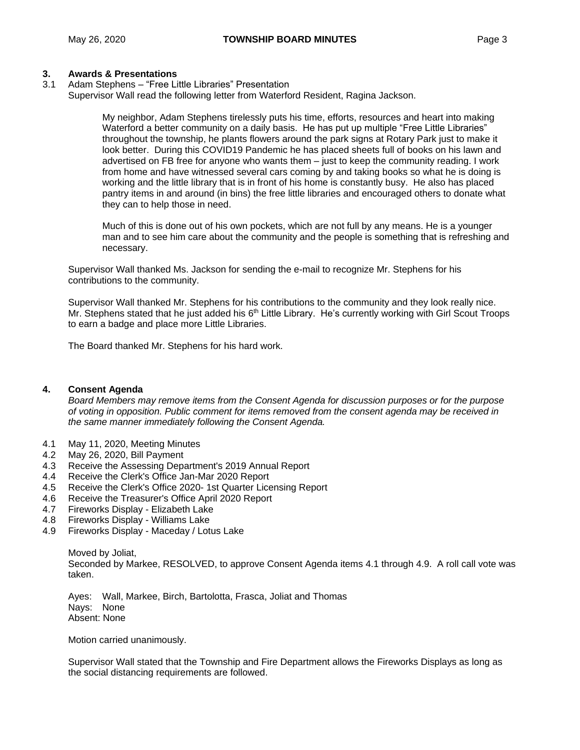## 3. Awards & Presentations

3.1 Adam Stephens – "Free Little Libraries" Presentation

Supervisor Wall read the following letter from Waterford Resident, Ragina Jackson.

> My neighbor, Adam Stephens tirelessly puts his time, efforts, resources and heart into making Waterford a better community on a daily basis. He has put up multiple "Free Little Libraries" throughout the township, he plants flowers around the park signs at Rotary Park just to make it look better. During this COVID19 Pandemic he has placed sheets full of books on his lawn and advertised on FB free for anyone who wants them – just to keep the community reading. I work from home and have witnessed several cars coming by and taking books so what he is doing is working and the little library that is in front of his home is constantly busy. He also has placed pantry items in and around (in bins) the free little libraries and encouraged others to donate what they can to help those in need.
>
> Much of this is done out of his own pockets, which are not full by any means. He is a younger man and to see him care about the community and the people is something that is refreshing and necessary.

Supervisor Wall thanked Ms. Jackson for sending the e-mail to recognize Mr. Stephens for his contributions to the community.

Supervisor Wall thanked Mr. Stephens for his contributions to the community and they look really nice. Mr. Stephens stated that he just added his 6th Little Library. He's currently working with Girl Scout Troops to earn a badge and place more Little Libraries.

The Board thanked Mr. Stephens for his hard work.

## 4. Consent Agenda

*Board Members may remove items from the Consent Agenda for discussion purposes or for the purpose of voting in opposition. Public comment for items removed from the consent agenda may be received in the same manner immediately following the Consent Agenda.*

4.1 May 11, 2020, Meeting Minutes
4.2 May 26, 2020, Bill Payment
4.3 Receive the Assessing Department's 2019 Annual Report
4.4 Receive the Clerk's Office Jan-Mar 2020 Report
4.5 Receive the Clerk's Office 2020- 1st Quarter Licensing Report
4.6 Receive the Treasurer's Office April 2020 Report
4.7 Fireworks Display - Elizabeth Lake
4.8 Fireworks Display - Williams Lake
4.9 Fireworks Display - Maceday / Lotus Lake

Moved by Joliat,
Seconded by Markee, RESOLVED, to approve Consent Agenda items 4.1 through 4.9. A roll call vote was taken.

Ayes: Wall, Markee, Birch, Bartolotta, Frasca, Joliat and Thomas
Nays: None
Absent: None

Motion carried unanimously.

Supervisor Wall stated that the Township and Fire Department allows the Fireworks Displays as long as the social distancing requirements are followed.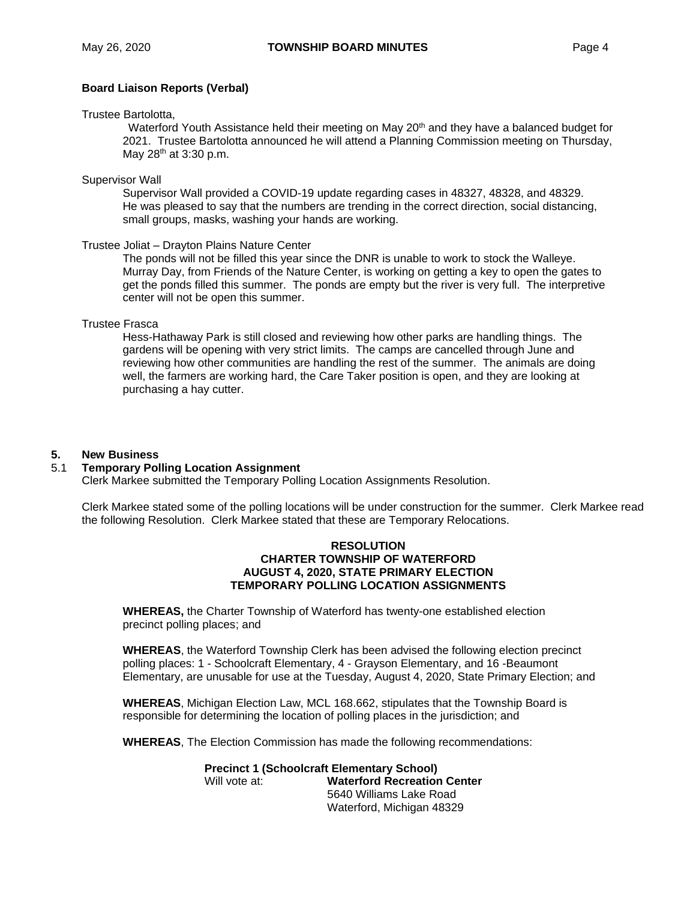**Board Liaison Reports (Verbal)**

Trustee Bartolotta,

Waterford Youth Assistance held their meeting on May 20th and they have a balanced budget for 2021. Trustee Bartolotta announced he will attend a Planning Commission meeting on Thursday, May 28th at 3:30 p.m.

Supervisor Wall

Supervisor Wall provided a COVID-19 update regarding cases in 48327, 48328, and 48329. He was pleased to say that the numbers are trending in the correct direction, social distancing, small groups, masks, washing your hands are working.

Trustee Joliat – Drayton Plains Nature Center

The ponds will not be filled this year since the DNR is unable to work to stock the Walleye. Murray Day, from Friends of the Nature Center, is working on getting a key to open the gates to get the ponds filled this summer. The ponds are empty but the river is very full. The interpretive center will not be open this summer.

Trustee Frasca

Hess-Hathaway Park is still closed and reviewing how other parks are handling things. The gardens will be opening with very strict limits. The camps are cancelled through June and reviewing how other communities are handling the rest of the summer. The animals are doing well, the farmers are working hard, the Care Taker position is open, and they are looking at purchasing a hay cutter.

## 5. New Business

### 5.1 Temporary Polling Location Assignment

Clerk Markee submitted the Temporary Polling Location Assignments Resolution.

Clerk Markee stated some of the polling locations will be under construction for the summer. Clerk Markee read the following Resolution. Clerk Markee stated that these are Temporary Relocations.

**RESOLUTION**
**CHARTER TOWNSHIP OF WATERFORD**
**AUGUST 4, 2020, STATE PRIMARY ELECTION**
**TEMPORARY POLLING LOCATION ASSIGNMENTS**

**WHEREAS,** the Charter Township of Waterford has twenty-one established election precinct polling places; and

**WHEREAS**, the Waterford Township Clerk has been advised the following election precinct polling places: 1 - Schoolcraft Elementary, 4 - Grayson Elementary, and 16 -Beaumont Elementary, are unusable for use at the Tuesday, August 4, 2020, State Primary Election; and

**WHEREAS**, Michigan Election Law, MCL 168.662, stipulates that the Township Board is responsible for determining the location of polling places in the jurisdiction; and

**WHEREAS**, The Election Commission has made the following recommendations:

**Precinct 1 (Schoolcraft Elementary School)**
Will vote at: **Waterford Recreation Center**
5640 Williams Lake Road
Waterford, Michigan 48329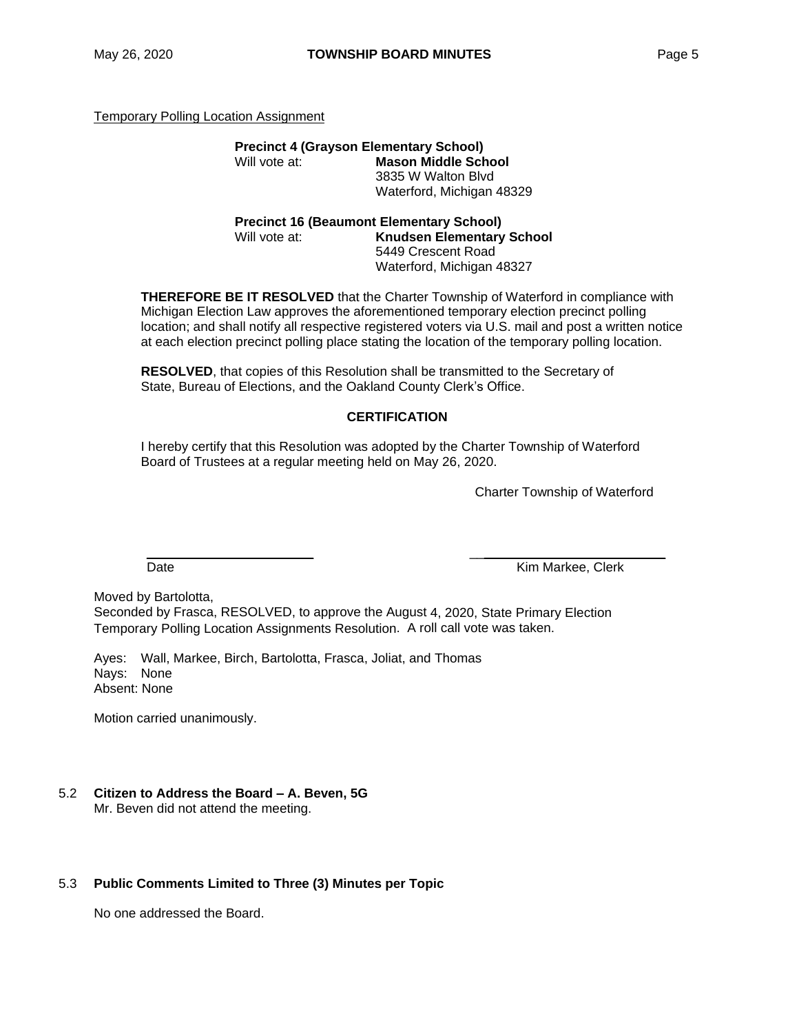Temporary Polling Location Assignment

**Precinct 4 (Grayson Elementary School)**
Will vote at: **Mason Middle School**
3835 W Walton Blvd
Waterford, Michigan 48329

**Precinct 16 (Beaumont Elementary School)**
Will vote at: **Knudsen Elementary School**
5449 Crescent Road
Waterford, Michigan 48327

**THEREFORE BE IT RESOLVED** that the Charter Township of Waterford in compliance with Michigan Election Law approves the aforementioned temporary election precinct polling location; and shall notify all respective registered voters via U.S. mail and post a written notice at each election precinct polling place stating the location of the temporary polling location.

**RESOLVED**, that copies of this Resolution shall be transmitted to the Secretary of State, Bureau of Elections, and the Oakland County Clerk's Office.

**CERTIFICATION**

I hereby certify that this Resolution was adopted by the Charter Township of Waterford Board of Trustees at a regular meeting held on May 26, 2020.

Charter Township of Waterford

______________________ ______________________
Date Kim Markee, Clerk

Moved by Bartolotta,
Seconded by Frasca, RESOLVED, to approve the August 4, 2020, State Primary Election Temporary Polling Location Assignments Resolution. A roll call vote was taken.

Ayes: Wall, Markee, Birch, Bartolotta, Frasca, Joliat, and Thomas
Nays: None
Absent: None

Motion carried unanimously.

5.2 **Citizen to Address the Board – A. Beven, 5G**
Mr. Beven did not attend the meeting.

5.3 **Public Comments Limited to Three (3) Minutes per Topic**

No one addressed the Board.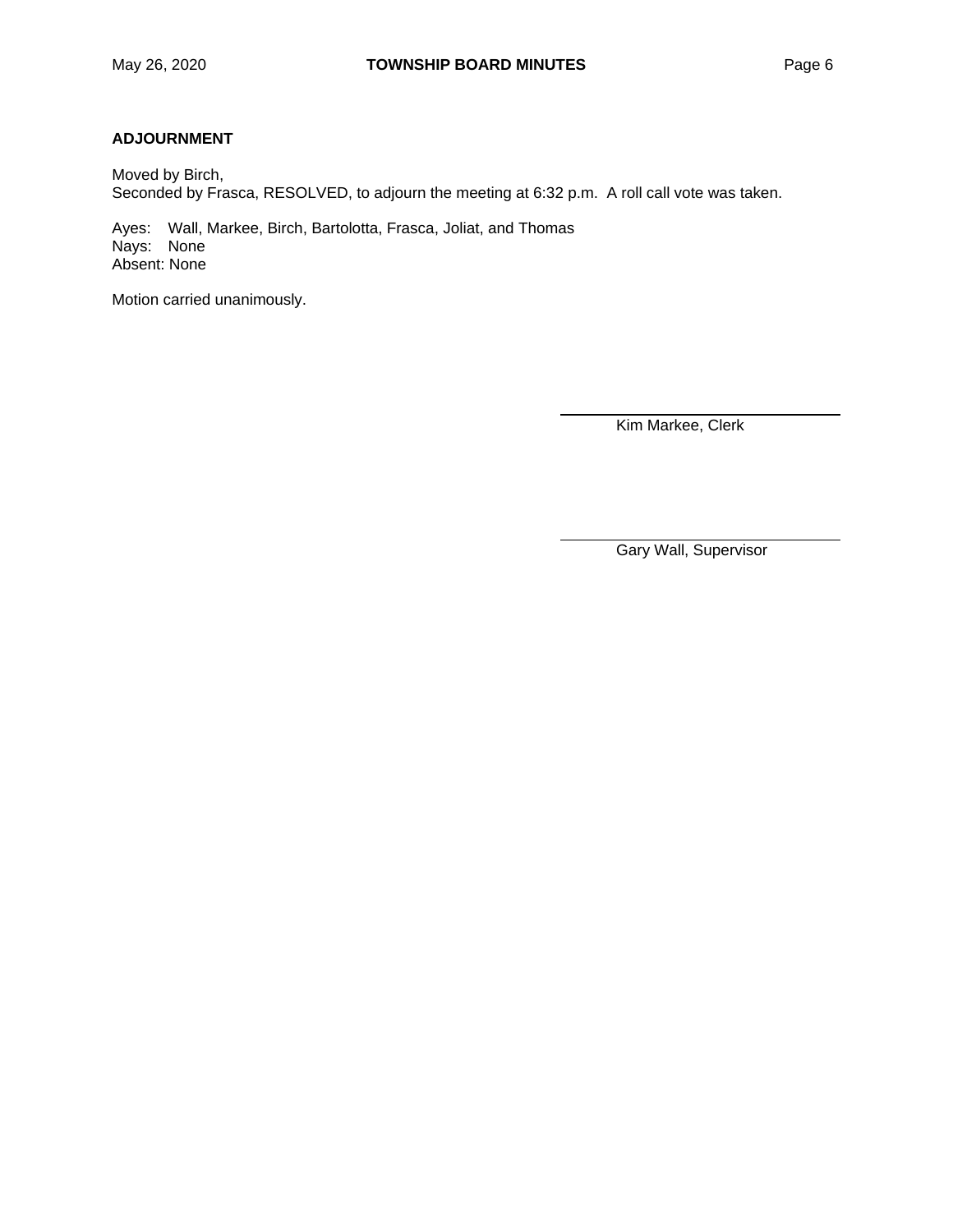**ADJOURNMENT**

Moved by Birch,
Seconded by Frasca, RESOLVED, to adjourn the meeting at 6:32 p.m. A roll call vote was taken.

Ayes: Wall, Markee, Birch, Bartolotta, Frasca, Joliat, and Thomas
Nays: None
Absent: None

Motion carried unanimously.

\_\_\_\_\_\_\_\_\_\_\_\_\_\_\_\_\_\_\_\_\_\_\_\_\_\_\_\_\_\_
Kim Markee, Clerk

\_\_\_\_\_\_\_\_\_\_\_\_\_\_\_\_\_\_\_\_\_\_\_\_\_\_\_\_\_\_
Gary Wall, Supervisor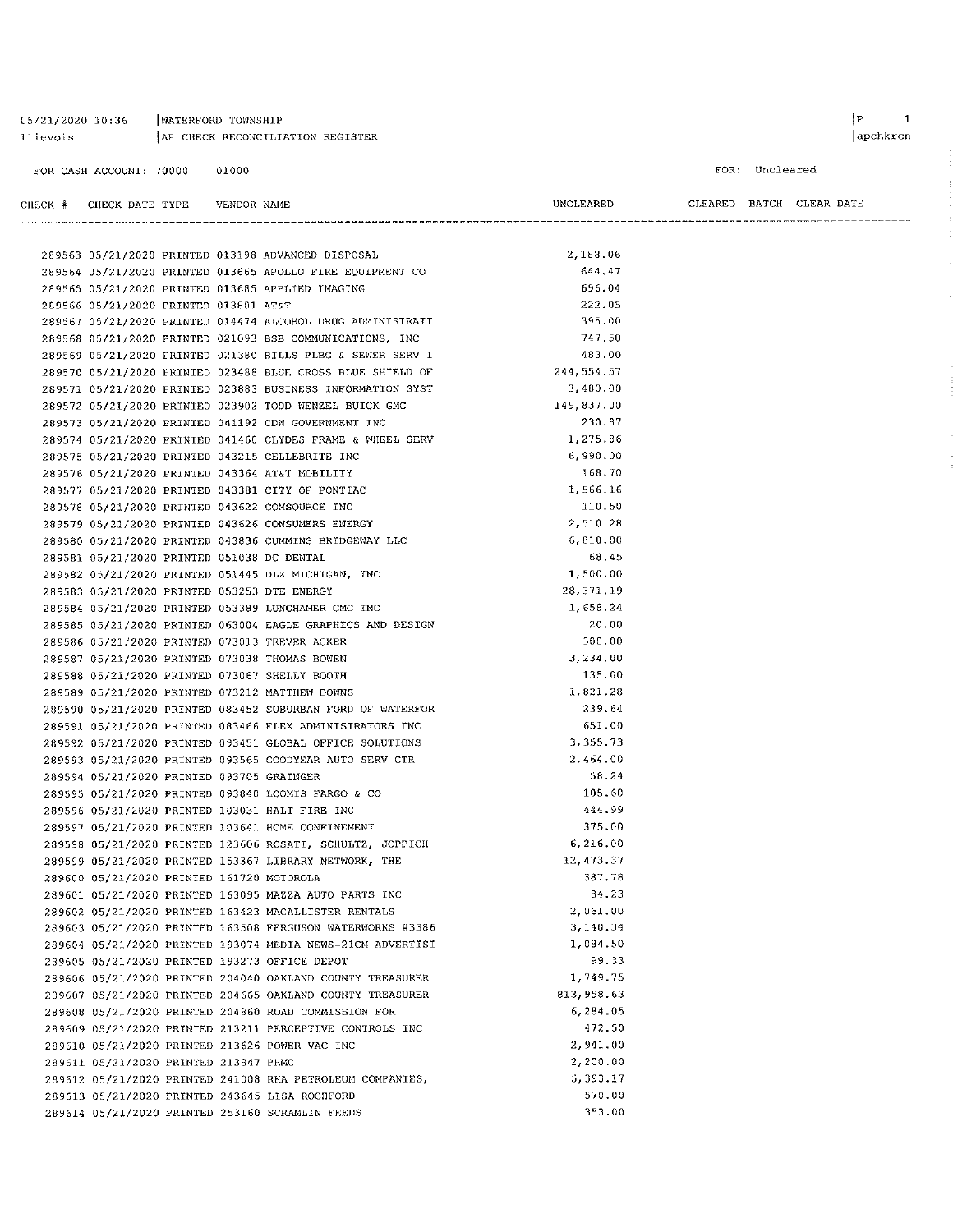05/21/2020 10:36 | WATERFORD TOWNSHIP
llievois | AP CHECK RECONCILIATION REGISTER

FOR CASH ACCOUNT: 70000 01000

FOR: Uncleared

| CHECK # | CHECK DATE | TYPE | VENDOR | NAME | UNCLEARED | CLEARED | BATCH | CLEAR DATE |
|---|---|---|---|---|---|---|---|---|
| 289563 | 05/21/2020 | PRINTED | 013198 | ADVANCED DISPOSAL | 2,188.06 | | | |
| 289564 | 05/21/2020 | PRINTED | 013665 | APOLLO FIRE EQUIPMENT CO | 644.47 | | | |
| 289565 | 05/21/2020 | PRINTED | 013685 | APPLIED IMAGING | 696.04 | | | |
| 289566 | 05/21/2020 | PRINTED | 013801 | AT&T | 222.05 | | | |
| 289567 | 05/21/2020 | PRINTED | 014474 | ALCOHOL DRUG ADMINISTRATI | 395.00 | | | |
| 289568 | 05/21/2020 | PRINTED | 021093 | BSB COMMUNICATIONS, INC | 747.50 | | | |
| 289569 | 05/21/2020 | PRINTED | 021380 | BILLS PLBG & SEWER SERV I | 483.00 | | | |
| 289570 | 05/21/2020 | PRINTED | 023488 | BLUE CROSS BLUE SHIELD OF | 244,554.57 | | | |
| 289571 | 05/21/2020 | PRINTED | 023883 | BUSINESS INFORMATION SYST | 3,480.00 | | | |
| 289572 | 05/21/2020 | PRINTED | 023902 | TODD WENZEL BUICK GMC | 149,837.00 | | | |
| 289573 | 05/21/2020 | PRINTED | 041192 | CDW GOVERNMENT INC | 230.87 | | | |
| 289574 | 05/21/2020 | PRINTED | 041460 | CLYDES FRAME & WHEEL SERV | 1,275.86 | | | |
| 289575 | 05/21/2020 | PRINTED | 043215 | CELLEBRITE INC | 6,990.00 | | | |
| 289576 | 05/21/2020 | PRINTED | 043364 | AT&T MOBILITY | 168.70 | | | |
| 289577 | 05/21/2020 | PRINTED | 043381 | CITY OF PONTIAC | 1,566.16 | | | |
| 289578 | 05/21/2020 | PRINTED | 043622 | COMSOURCE INC | 110.50 | | | |
| 289579 | 05/21/2020 | PRINTED | 043626 | CONSUMERS ENERGY | 2,510.28 | | | |
| 289580 | 05/21/2020 | PRINTED | 043836 | CUMMINS BRIDGEWAY LLC | 6,810.00 | | | |
| 289581 | 05/21/2020 | PRINTED | 051038 | DC DENTAL | 68.45 | | | |
| 289582 | 05/21/2020 | PRINTED | 051445 | DLZ MICHIGAN, INC | 1,500.00 | | | |
| 289583 | 05/21/2020 | PRINTED | 053253 | DTE ENERGY | 28,371.19 | | | |
| 289584 | 05/21/2020 | PRINTED | 053389 | LUNGHAMER GMC INC | 1,658.24 | | | |
| 289585 | 05/21/2020 | PRINTED | 063004 | EAGLE GRAPHICS AND DESIGN | 20.00 | | | |
| 289586 | 05/21/2020 | PRINTED | 073013 | TREVER ACKER | 300.00 | | | |
| 289587 | 05/21/2020 | PRINTED | 073038 | THOMAS BOWEN | 3,234.00 | | | |
| 289588 | 05/21/2020 | PRINTED | 073067 | SHELLY BOOTH | 135.00 | | | |
| 289589 | 05/21/2020 | PRINTED | 073212 | MATTHEW DOWNS | 1,821.28 | | | |
| 289590 | 05/21/2020 | PRINTED | 083452 | SUBURBAN FORD OF WATERFOR | 239.64 | | | |
| 289591 | 05/21/2020 | PRINTED | 083466 | FLEX ADMINISTRATORS INC | 651.00 | | | |
| 289592 | 05/21/2020 | PRINTED | 093451 | GLOBAL OFFICE SOLUTIONS | 3,355.73 | | | |
| 289593 | 05/21/2020 | PRINTED | 093565 | GOODYEAR AUTO SERV CTR | 2,464.00 | | | |
| 289594 | 05/21/2020 | PRINTED | 093705 | GRAINGER | 58.24 | | | |
| 289595 | 05/21/2020 | PRINTED | 093840 | LOOMIS FARGO & CO | 105.60 | | | |
| 289596 | 05/21/2020 | PRINTED | 103031 | HALT FIRE INC | 444.99 | | | |
| 289597 | 05/21/2020 | PRINTED | 103641 | HOME CONFINEMENT | 375.00 | | | |
| 289598 | 05/21/2020 | PRINTED | 123606 | ROSATI, SCHULTZ, JOPPICH | 6,216.00 | | | |
| 289599 | 05/21/2020 | PRINTED | 153367 | LIBRARY NETWORK, THE | 12,473.37 | | | |
| 289600 | 05/21/2020 | PRINTED | 161720 | MOTOROLA | 387.78 | | | |
| 289601 | 05/21/2020 | PRINTED | 163095 | MAZZA AUTO PARTS INC | 34.23 | | | |
| 289602 | 05/21/2020 | PRINTED | 163423 | MACALLISTER RENTALS | 2,061.00 | | | |
| 289603 | 05/21/2020 | PRINTED | 163508 | FERGUSON WATERWORKS #3386 | 3,148.34 | | | |
| 289604 | 05/21/2020 | PRINTED | 193074 | MEDIA NEWS-21CM ADVERTISI | 1,084.50 | | | |
| 289605 | 05/21/2020 | PRINTED | 193273 | OFFICE DEPOT | 99.33 | | | |
| 289606 | 05/21/2020 | PRINTED | 204040 | OAKLAND COUNTY TREASURER | 1,749.75 | | | |
| 289607 | 05/21/2020 | PRINTED | 204665 | OAKLAND COUNTY TREASURER | 813,958.63 | | | |
| 289608 | 05/21/2020 | PRINTED | 204860 | ROAD COMMISSION FOR | 6,284.05 | | | |
| 289609 | 05/21/2020 | PRINTED | 213211 | PERCEPTIVE CONTROLS INC | 472.50 | | | |
| 289610 | 05/21/2020 | PRINTED | 213626 | POWER VAC INC | 2,941.00 | | | |
| 289611 | 05/21/2020 | PRINTED | 213847 | PHMC | 2,200.00 | | | |
| 289612 | 05/21/2020 | PRINTED | 241008 | RKA PETROLEUM COMPANIES, | 5,393.17 | | | |
| 289613 | 05/21/2020 | PRINTED | 243645 | LISA ROCHFORD | 570.00 | | | |
| 289614 | 05/21/2020 | PRINTED | 253160 | SCRAMLIN FEEDS | 353.00 | | | |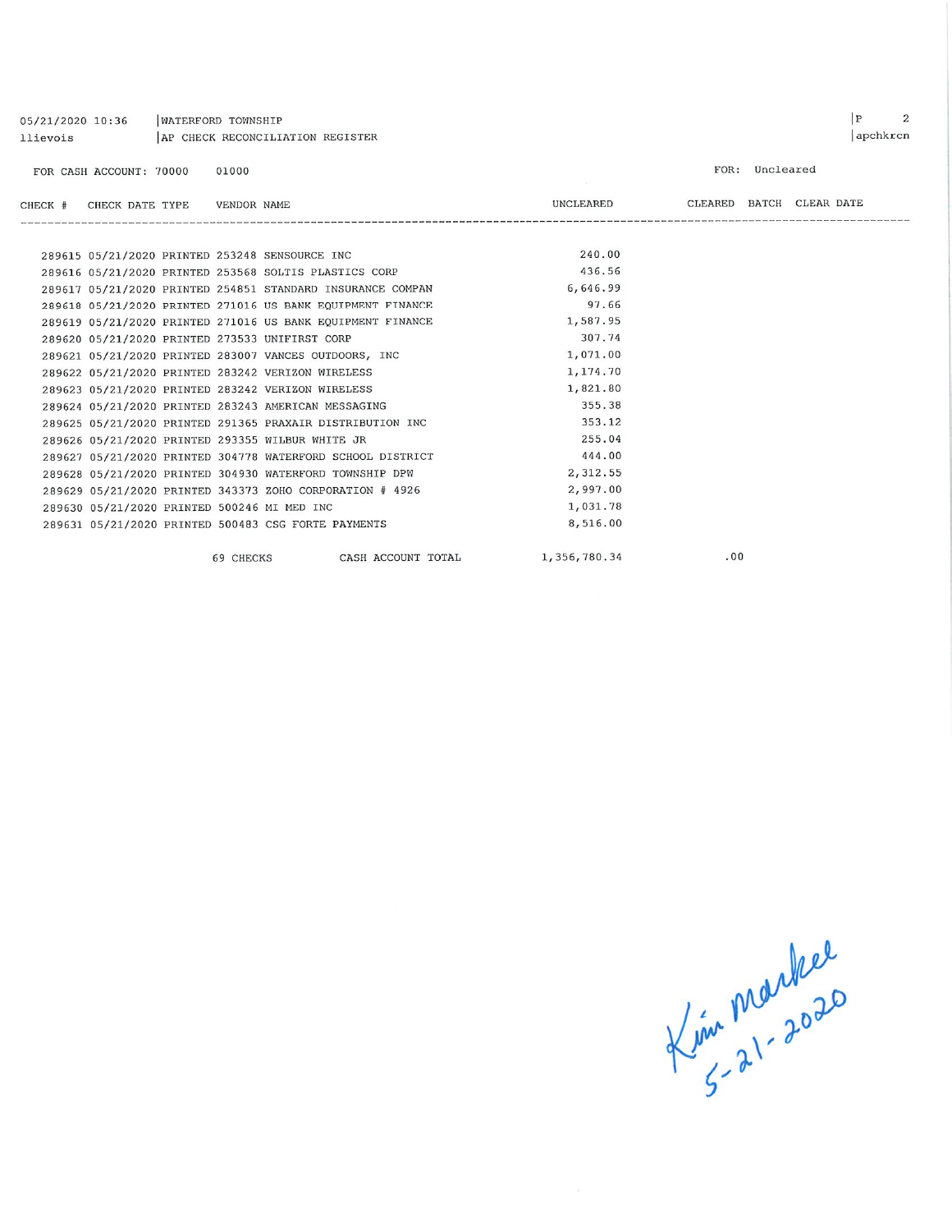05/21/2020 10:36 | WATERFORD TOWNSHIP
llievois | AP CHECK RECONCILIATION REGISTER

FOR CASH ACCOUNT: 70000 01000 FOR: Uncleared

| CHECK # | CHECK DATE | TYPE | VENDOR | NAME | UNCLEARED | CLEARED | BATCH | CLEAR DATE |
|---|---|---|---|---|---|---|---|---|
| 289615 | 05/21/2020 | PRINTED | 253248 | SENSOURCE INC | 240.00 | | | |
| 289616 | 05/21/2020 | PRINTED | 253568 | SOLTIS PLASTICS CORP | 436.56 | | | |
| 289617 | 05/21/2020 | PRINTED | 254851 | STANDARD INSURANCE COMPAN | 6,646.99 | | | |
| 289618 | 05/21/2020 | PRINTED | 271016 | US BANK EQUIPMENT FINANCE | 97.66 | | | |
| 289619 | 05/21/2020 | PRINTED | 271016 | US BANK EQUIPMENT FINANCE | 1,587.95 | | | |
| 289620 | 05/21/2020 | PRINTED | 273533 | UNIFIRST CORP | 307.74 | | | |
| 289621 | 05/21/2020 | PRINTED | 283007 | VANCES OUTDOORS, INC | 1,071.00 | | | |
| 289622 | 05/21/2020 | PRINTED | 283242 | VERIZON WIRELESS | 1,174.70 | | | |
| 289623 | 05/21/2020 | PRINTED | 283242 | VERIZON WIRELESS | 1,821.80 | | | |
| 289624 | 05/21/2020 | PRINTED | 283243 | AMERICAN MESSAGING | 355.38 | | | |
| 289625 | 05/21/2020 | PRINTED | 291365 | PRAXAIR DISTRIBUTION INC | 353.12 | | | |
| 289626 | 05/21/2020 | PRINTED | 293355 | WILBUR WHITE JR | 255.04 | | | |
| 289627 | 05/21/2020 | PRINTED | 304778 | WATERFORD SCHOOL DISTRICT | 444.00 | | | |
| 289628 | 05/21/2020 | PRINTED | 304930 | WATERFORD TOWNSHIP DPW | 2,312.55 | | | |
| 289629 | 05/21/2020 | PRINTED | 343373 | ZOHO CORPORATION # 4926 | 2,997.00 | | | |
| 289630 | 05/21/2020 | PRINTED | 500246 | MI MED INC | 1,031.78 | | | |
| 289631 | 05/21/2020 | PRINTED | 500483 | CSG FORTE PAYMENTS | 8,516.00 | | | |
| | | | | 69 CHECKS CASH ACCOUNT TOTAL | 1,356,780.34 | .00 | | |

Kim Markee
5-21-2020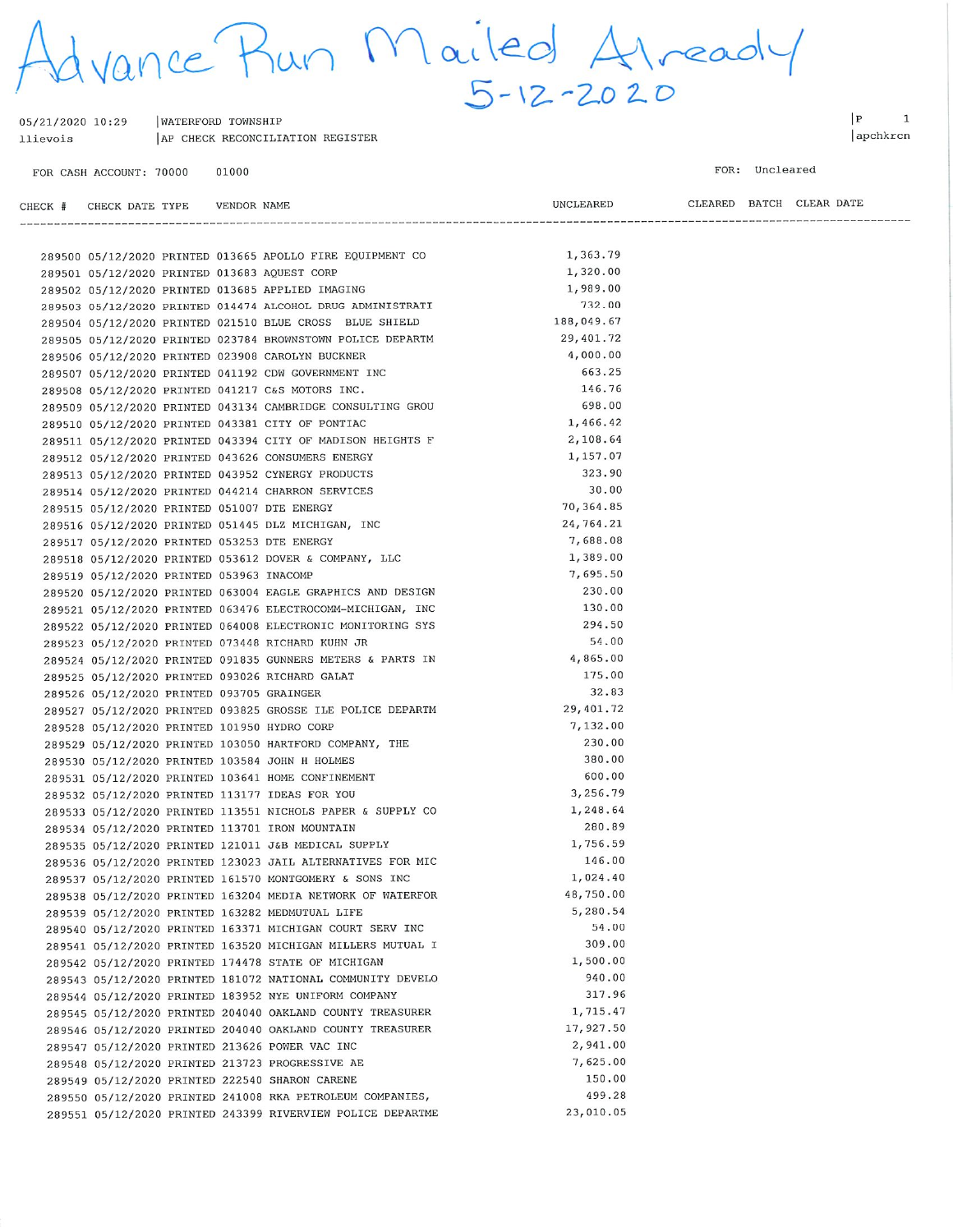Advance Run Mailed Already 5-12-2020

05/21/2020 10:29 | WATERFORD TOWNSHIP | P 1
llievois | AP CHECK RECONCILIATION REGISTER | apchkrcn

FOR CASH ACCOUNT: 70000 01000 FOR: Uncleared

| CHECK # | CHECK DATE | TYPE | VENDOR | NAME | UNCLEARED | CLEARED | BATCH | CLEAR DATE |
|---|---|---|---|---|---|---|---|---|
| 289500 | 05/12/2020 | PRINTED | 013665 | APOLLO FIRE EQUIPMENT CO | 1,363.79 | | | |
| 289501 | 05/12/2020 | PRINTED | 013683 | AQUEST CORP | 1,320.00 | | | |
| 289502 | 05/12/2020 | PRINTED | 013685 | APPLIED IMAGING | 1,989.00 | | | |
| 289503 | 05/12/2020 | PRINTED | 014474 | ALCOHOL DRUG ADMINISTRATI | 732.00 | | | |
| 289504 | 05/12/2020 | PRINTED | 021510 | BLUE CROSS BLUE SHIELD | 188,049.67 | | | |
| 289505 | 05/12/2020 | PRINTED | 023784 | BROWNSTOWN POLICE DEPARTM | 29,401.72 | | | |
| 289506 | 05/12/2020 | PRINTED | 023908 | CAROLYN BUCKNER | 4,000.00 | | | |
| 289507 | 05/12/2020 | PRINTED | 041192 | CDW GOVERNMENT INC | 663.25 | | | |
| 289508 | 05/12/2020 | PRINTED | 041217 | C&S MOTORS INC. | 146.76 | | | |
| 289509 | 05/12/2020 | PRINTED | 043134 | CAMBRIDGE CONSULTING GROU | 698.00 | | | |
| 289510 | 05/12/2020 | PRINTED | 043381 | CITY OF PONTIAC | 1,466.42 | | | |
| 289511 | 05/12/2020 | PRINTED | 043394 | CITY OF MADISON HEIGHTS F | 2,108.64 | | | |
| 289512 | 05/12/2020 | PRINTED | 043626 | CONSUMERS ENERGY | 1,157.07 | | | |
| 289513 | 05/12/2020 | PRINTED | 043952 | CYNERGY PRODUCTS | 323.90 | | | |
| 289514 | 05/12/2020 | PRINTED | 044214 | CHARRON SERVICES | 30.00 | | | |
| 289515 | 05/12/2020 | PRINTED | 051007 | DTE ENERGY | 70,364.85 | | | |
| 289516 | 05/12/2020 | PRINTED | 051445 | DLZ MICHIGAN, INC | 24,764.21 | | | |
| 289517 | 05/12/2020 | PRINTED | 053253 | DTE ENERGY | 7,688.08 | | | |
| 289518 | 05/12/2020 | PRINTED | 053612 | DOVER & COMPANY, LLC | 1,389.00 | | | |
| 289519 | 05/12/2020 | PRINTED | 053963 | INACOMP | 7,695.50 | | | |
| 289520 | 05/12/2020 | PRINTED | 063004 | EAGLE GRAPHICS AND DESIGN | 230.00 | | | |
| 289521 | 05/12/2020 | PRINTED | 063476 | ELECTROCOMM-MICHIGAN, INC | 130.00 | | | |
| 289522 | 05/12/2020 | PRINTED | 064008 | ELECTRONIC MONITORING SYS | 294.50 | | | |
| 289523 | 05/12/2020 | PRINTED | 073448 | RICHARD KUHN JR | 54.00 | | | |
| 289524 | 05/12/2020 | PRINTED | 091835 | GUNNERS METERS & PARTS IN | 4,865.00 | | | |
| 289525 | 05/12/2020 | PRINTED | 093026 | RICHARD GALAT | 175.00 | | | |
| 289526 | 05/12/2020 | PRINTED | 093705 | GRAINGER | 32.83 | | | |
| 289527 | 05/12/2020 | PRINTED | 093825 | GROSSE ILE POLICE DEPARTM | 29,401.72 | | | |
| 289528 | 05/12/2020 | PRINTED | 101950 | HYDRO CORP | 7,132.00 | | | |
| 289529 | 05/12/2020 | PRINTED | 103050 | HARTFORD COMPANY, THE | 230.00 | | | |
| 289530 | 05/12/2020 | PRINTED | 103584 | JOHN H HOLMES | 380.00 | | | |
| 289531 | 05/12/2020 | PRINTED | 103641 | HOME CONFINEMENT | 600.00 | | | |
| 289532 | 05/12/2020 | PRINTED | 113177 | IDEAS FOR YOU | 3,256.79 | | | |
| 289533 | 05/12/2020 | PRINTED | 113551 | NICHOLS PAPER & SUPPLY CO | 1,248.64 | | | |
| 289534 | 05/12/2020 | PRINTED | 113701 | IRON MOUNTAIN | 280.89 | | | |
| 289535 | 05/12/2020 | PRINTED | 121011 | J&B MEDICAL SUPPLY | 1,756.59 | | | |
| 289536 | 05/12/2020 | PRINTED | 123023 | JAIL ALTERNATIVES FOR MIC | 146.00 | | | |
| 289537 | 05/12/2020 | PRINTED | 161570 | MONTGOMERY & SONS INC | 1,024.40 | | | |
| 289538 | 05/12/2020 | PRINTED | 163204 | MEDIA NETWORK OF WATERFOR | 48,750.00 | | | |
| 289539 | 05/12/2020 | PRINTED | 163282 | MEDMUTUAL LIFE | 5,280.54 | | | |
| 289540 | 05/12/2020 | PRINTED | 163371 | MICHIGAN COURT SERV INC | 54.00 | | | |
| 289541 | 05/12/2020 | PRINTED | 163520 | MICHIGAN MILLERS MUTUAL I | 309.00 | | | |
| 289542 | 05/12/2020 | PRINTED | 174478 | STATE OF MICHIGAN | 1,500.00 | | | |
| 289543 | 05/12/2020 | PRINTED | 181072 | NATIONAL COMMUNITY DEVELO | 940.00 | | | |
| 289544 | 05/12/2020 | PRINTED | 183952 | NYE UNIFORM COMPANY | 317.96 | | | |
| 289545 | 05/12/2020 | PRINTED | 204040 | OAKLAND COUNTY TREASURER | 1,715.47 | | | |
| 289546 | 05/12/2020 | PRINTED | 204040 | OAKLAND COUNTY TREASURER | 17,927.50 | | | |
| 289547 | 05/12/2020 | PRINTED | 213626 | POWER VAC INC | 2,941.00 | | | |
| 289548 | 05/12/2020 | PRINTED | 213723 | PROGRESSIVE AE | 7,625.00 | | | |
| 289549 | 05/12/2020 | PRINTED | 222540 | SHARON CARENE | 150.00 | | | |
| 289550 | 05/12/2020 | PRINTED | 241008 | RKA PETROLEUM COMPANIES, | 499.28 | | | |
| 289551 | 05/12/2020 | PRINTED | 243399 | RIVERVIEW POLICE DEPARTME | 23,010.05 | | | |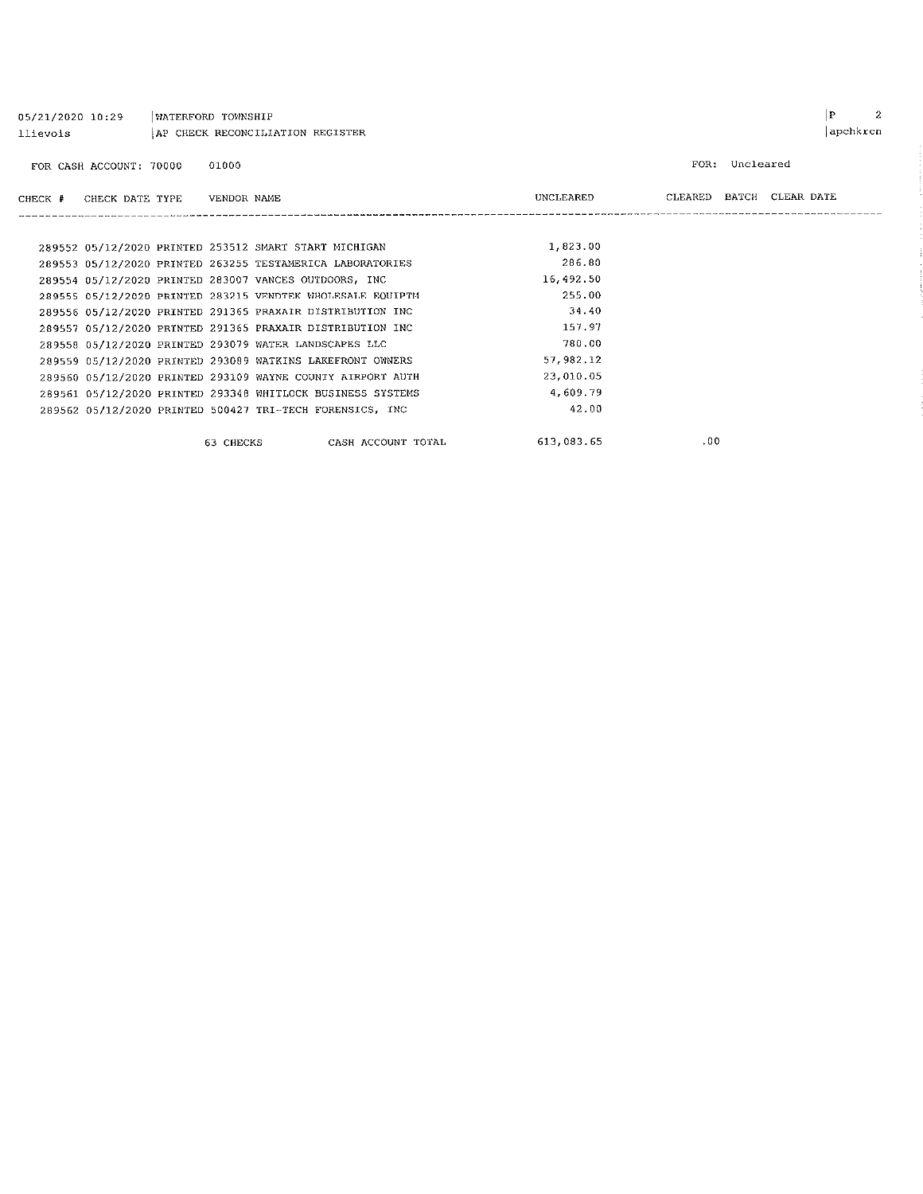05/21/2020 10:29 | WATERFORD TOWNSHIP
llievois | AP CHECK RECONCILIATION REGISTER

| apchkrcn

FOR CASH ACCOUNT: 70000 01000

FOR: Uncleared

| CHECK # | CHECK DATE | TYPE | VENDOR NAME | UNCLEARED | CLEARED | BATCH | CLEAR DATE |
|---|---|---|---|---|---|---|---|
| 289552 | 05/12/2020 | PRINTED | 253512 SMART START MICHIGAN | 1,823.00 | | | |
| 289553 | 05/12/2020 | PRINTED | 263255 TESTAMERICA LABORATORIES | 286.80 | | | |
| 289554 | 05/12/2020 | PRINTED | 283007 VANCES OUTDOORS, INC | 16,492.50 | | | |
| 289555 | 05/12/2020 | PRINTED | 283215 VENDTEK WHOLESALE EQUIPTM | 255.00 | | | |
| 289556 | 05/12/2020 | PRINTED | 291365 PRAXAIR DISTRIBUTION INC | 34.40 | | | |
| 289557 | 05/12/2020 | PRINTED | 291365 PRAXAIR DISTRIBUTION INC | 157.97 | | | |
| 289558 | 05/12/2020 | PRINTED | 293079 WATER LANDSCAPES LLC | 780.00 | | | |
| 289559 | 05/12/2020 | PRINTED | 293089 WATKINS LAKEFRONT OWNERS | 57,982.12 | | | |
| 289560 | 05/12/2020 | PRINTED | 293109 WAYNE COUNTY AIRPORT AUTH | 23,010.05 | | | |
| 289561 | 05/12/2020 | PRINTED | 293348 WHITLOCK BUSINESS SYSTEMS | 4,609.79 | | | |
| 289562 | 05/12/2020 | PRINTED | 500427 TRI-TECH FORENSICS, INC | 42.00 | | | |
| | | 63 CHECKS | CASH ACCOUNT TOTAL | 613,083.65 | .00 | | |